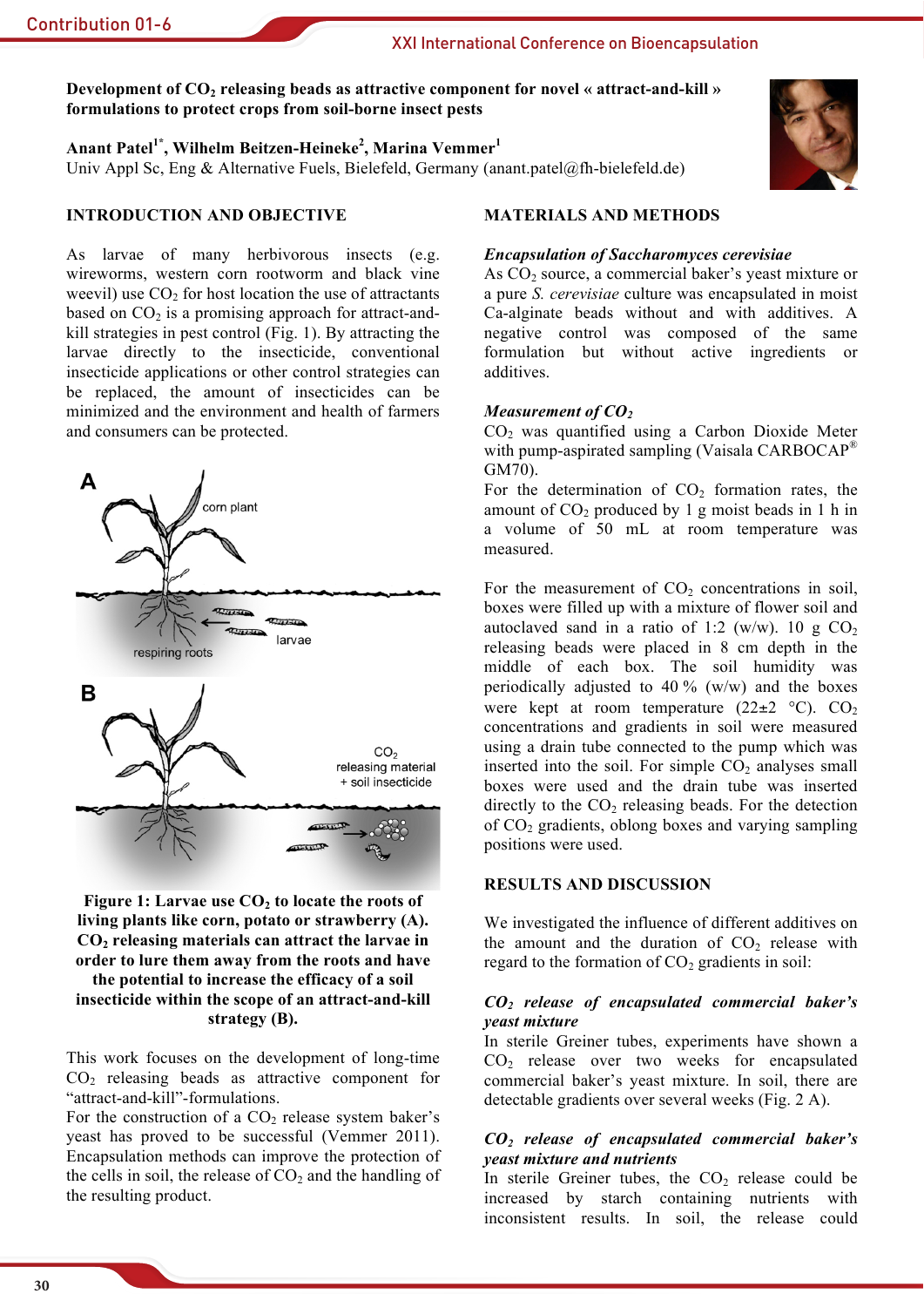# Development of $CO_2$ releasing beads as attractive component for novel « attract-and-kill » formulations to protect crops from soil-borne insect pests

**Anant Patel[1*], Wilhelm Beitzen-Heineke[2], Marina Vemmer[1]**
Univ Appl Sc, Eng & Alternative Fuels, Bielefeld, Germany (anant.patel@fh-bielefeld.de)

## INTRODUCTION AND OBJECTIVE

As larvae of many herbivorous insects (e.g. wireworms, western corn rootworm and black vine weevil) use $CO_2$ for host location the use of attractants based on $CO_2$ is a promising approach for attract-and-kill strategies in pest control (Fig. 1). By attracting the larvae directly to the insecticide, conventional insecticide applications or other control strategies can be replaced, the amount of insecticides can be minimized and the environment and health of farmers and consumers can be protected.

**Figure 1: Larvae use $CO_2$ to locate the roots of living plants like corn, potato or strawberry (A). $CO_2$ releasing materials can attract the larvae in order to lure them away from the roots and have the potential to increase the efficacy of a soil insecticide within the scope of an attract-kill strategy (B).**

This work focuses on the development of long-time $CO_2$ releasing beads as attractive component for "attract-and-kill"-formulations.
For the construction of a $CO_2$ release system baker's yeast has proved to be successful (Vemmer 2011). Encapsulation methods can improve the protection of the cells in soil, the release of $CO_2$ and the handling of the resulting product.

## MATERIALS AND METHODS

### *Encapsulation of Saccharomyces cerevisiae*

As $CO_2$ source, a commercial baker's yeast mixture or a pure *S. cerevisiae* culture was encapsulated in moist Ca-alginate beads without and with additives. A negative control was composed of the same formulation but without active ingredients or additives.

### *Measurement of $CO_2$*

$CO_2$ was quantified using a Carbon Dioxide Meter with pump-aspirated sampling (Vaisala CARBOCAP® GM70).
For the determination of $CO_2$ formation rates, the amount of $CO_2$ produced by 1 g moist beads in 1 h in a volume of 50 mL at room temperature was measured.

For the measurement of $CO_2$ concentrations in soil, boxes were filled up with a mixture of flower soil and autoclaved sand in a ratio of 1:2 (w/w). 10 g $CO_2$ releasing beads were placed in 8 cm depth in the middle of each box. The soil humidity was periodically adjusted to 40 % (w/w) and the boxes were kept at room temperature (22±2 °C). $CO_2$ concentrations and gradients in soil were measured using a drain tube connected to the pump which was inserted into the soil. For simple $CO_2$ analyses small boxes were used and the drain tube was inserted directly to the $CO_2$ releasing beads. For the detection of $CO_2$ gradients, oblong boxes and varying sampling positions were used.

## RESULTS AND DISCUSSION

We investigated the influence of different additives on the amount and the duration of $CO_2$ release with regard to the formation of $CO_2$ gradients in soil:

### *$CO_2$ release of encapsulated commercial baker's yeast mixture*

In sterile Greiner tubes, experiments have shown a $CO_2$ release over two weeks for encapsulated commercial baker's yeast mixture. In soil, there are detectable gradients over several weeks (Fig. 2 A).

### *$CO_2$ release of encapsulated commercial baker's yeast mixture and nutrients*

In sterile Greiner tubes, the $CO_2$ release could be increased by starch containing nutrients with inconsistent results. In soil, the release could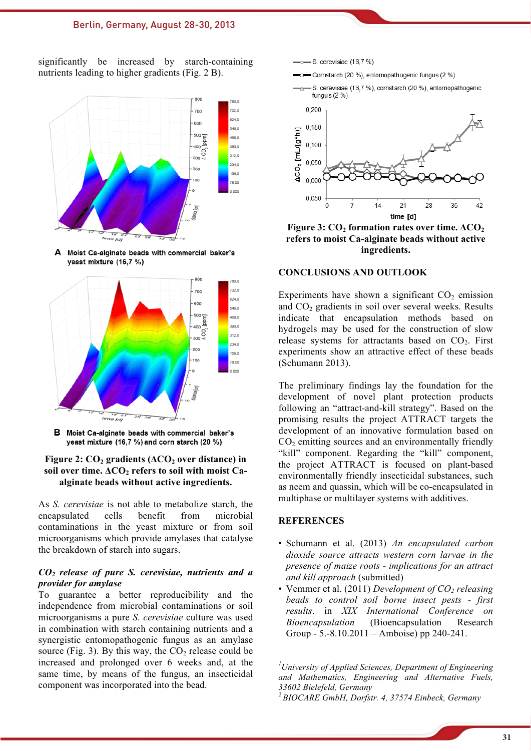significantly be increased by starch-containing nutrients leading to higher gradients (Fig. 2 B).

**A** Moist Ca-alginate beads with commercial baker's yeast mixture (16,7 %)

**B** Moist Ca-alginate beads with commercial baker's yeast mixture (16,7 %) and corn starch (20 %)

**Figure 2: $CO_2$ gradients ($\Delta CO_2$ over distance) in soil over time. $\Delta CO_2$ refers to soil with moist Ca-alginate beads without active ingredients.**

As *S. cerevisiae* is not able to metabolize starch, the encapsulated cells benefit from microbial contaminations in the yeast mixture or from soil microorganisms which provide amylases that catalyse the breakdown of starch into sugars.

***$CO_2$ release of pure S. cerevisiae, nutrients and a provider for amylase***

To guarantee a better reproducibility and the independence from microbial contaminations or soil microorganisms a pure *S. cerevisiae* culture was used in combination with starch containing nutrients and a synergistic entomopathogenic fungus as an amylase source (Fig. 3). By this way, the $CO_2$ release could be increased and prolonged over 6 weeks and, at the same time, by means of the fungus, an insecticidal component was incorporated into the bead.

S. cerevisiae (16,7 %)
Cornstarch (20 %), entomopathogenic fungus (2 %)
S. cerevisiae (16,7 %), cornstarch (20 %), entomopathogenic fungus (2 %)

**Figure 3: $CO_2$ formation rates over time. $\Delta CO_2$ refers to moist Ca-alginate beads without active ingredients.**

## CONCLUSIONS AND OUTLOOK

Experiments have shown a significant $CO_2$ emission and $CO_2$ gradients in soil over several weeks. Results indicate that encapsulation methods based on hydrogels may be used for the construction of slow release systems for attractants based on $CO_2$. First experiments show an attractive effect of these beads (Schumann 2013).

The preliminary findings lay the foundation for the development of novel plant protection products following an "attract-and-kill strategy". Based on the promising results the project ATTRACT targets the development of an innovative formulation based on $CO_2$ emitting sources and an environmentally friendly "kill" component. Regarding the "kill" component, the project ATTRACT is focused on plant-based environmentally friendly insecticidal substances, such as neem and quassin, which will be co-encapsulated in multiphase or multilayer systems with additives.

## REFERENCES

- Schumann et al. (2013) *An encapsulated carbon dioxide source attracts western corn larvae in the presence of maize roots - implications for an attract and kill approach* (submitted)
- Vemmer et al. (2011) *Development of $CO_2$ releasing beads to control soil borne insect pests - first results*. in *XIX International Conference on Bioencapsulation* (Bioencapsulation Research Group - 5.-8.10.2011 – Amboise) pp 240-241.

[1] *University of Applied Sciences, Department of Engineering and Mathematics, Engineering and Alternative Fuels, 33602 Bielefeld, Germany*
[2] *BIOCARE GmbH, Dorfstr. 4, 37574 Einbeck, Germany*